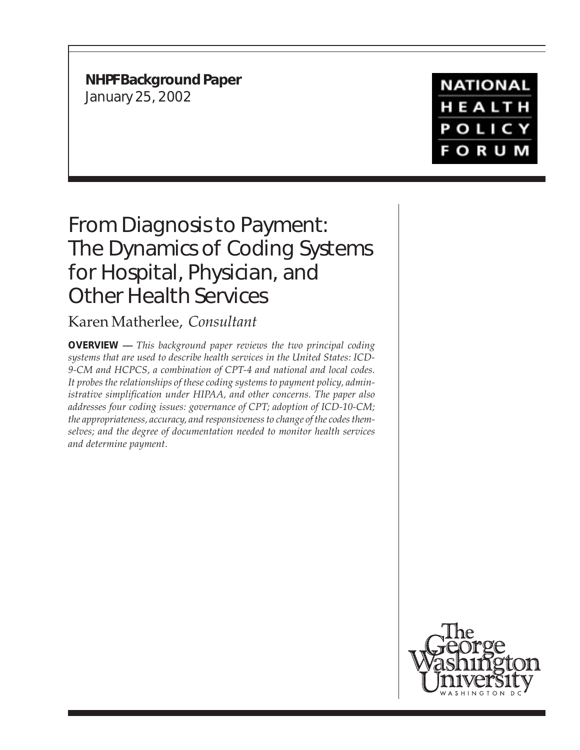**NHPF Background Paper**
January 25, 2002

NATIONAL HEALTH POLICY FORUM

# From Diagnosis to Payment: The Dynamics of Coding Systems for Hospital, Physician, and Other Health Services

Karen Matherlee, *Consultant*

**OVERVIEW** — *This background paper reviews the two principal coding systems that are used to describe health services in the United States: ICD-9-CM and HCPCS, a combination of CPT-4 and national and local codes. It probes the relationships of these coding systems to payment policy, administrative simplification under HIPAA, and other concerns. The paper also addresses four coding issues: governance of CPT; adoption of ICD-10-CM; the appropriateness, accuracy, and responsiveness to change of the codes themselves; and the degree of documentation needed to monitor health services and determine payment.*

The George Washington University
WASHINGTON DC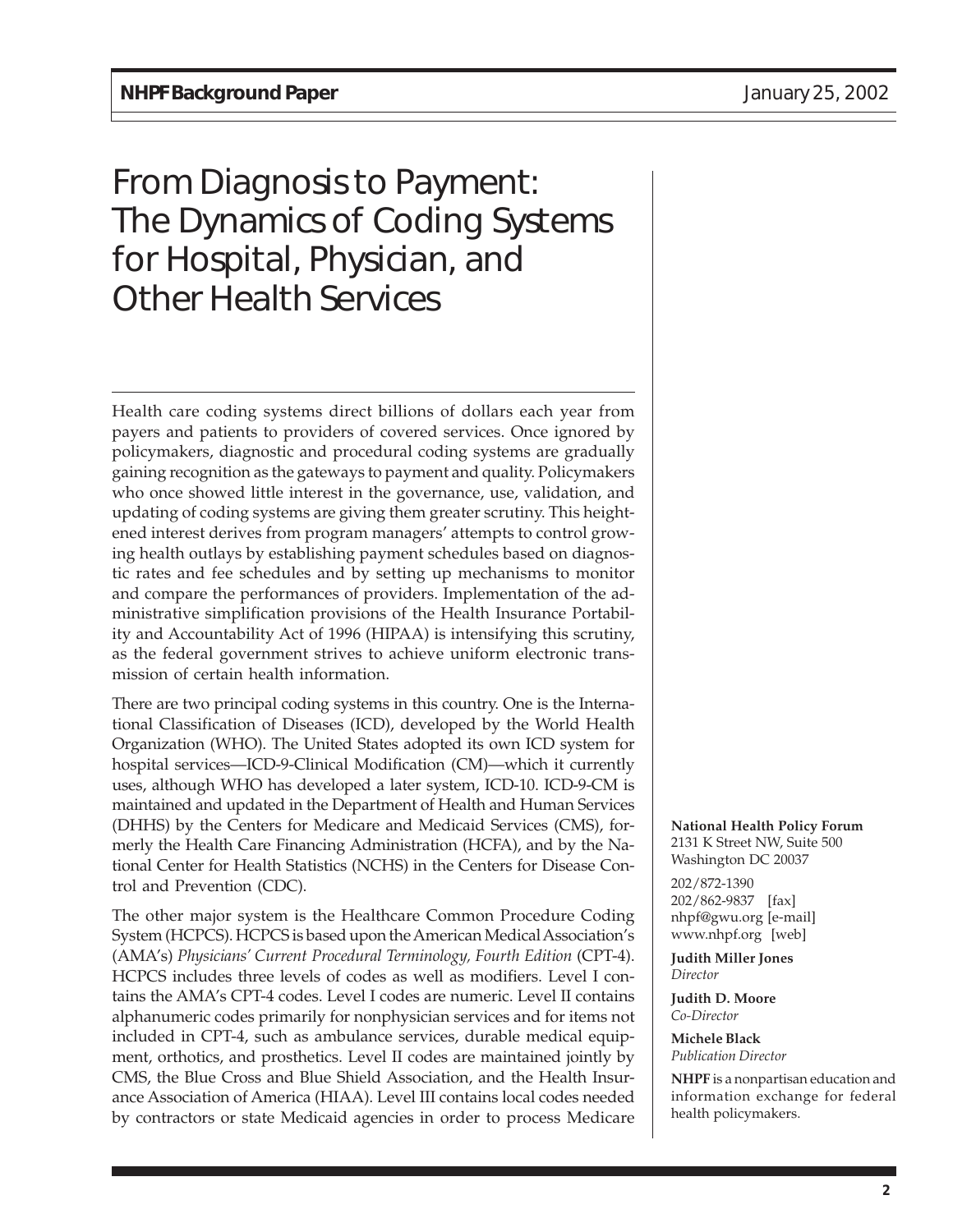# From Diagnosis to Payment: The Dynamics of Coding Systems for Hospital, Physician, and Other Health Services

Health care coding systems direct billions of dollars each year from payers and patients to providers of covered services. Once ignored by policymakers, diagnostic and procedural coding systems are gradually gaining recognition as the gateways to payment and quality. Policymakers who once showed little interest in the governance, use, validation, and updating of coding systems are giving them greater scrutiny. This heightened interest derives from program managers' attempts to control growing health outlays by establishing payment schedules based on diagnostic rates and fee schedules and by setting up mechanisms to monitor and compare the performances of providers. Implementation of the administrative simplification provisions of the Health Insurance Portability and Accountability Act of 1996 (HIPAA) is intensifying this scrutiny, as the federal government strives to achieve uniform electronic transmission of certain health information.

There are two principal coding systems in this country. One is the International Classification of Diseases (ICD), developed by the World Health Organization (WHO). The United States adopted its own ICD system for hospital services—ICD-9-Clinical Modification (CM)—which it currently uses, although WHO has developed a later system, ICD-10. ICD-9-CM is maintained and updated in the Department of Health and Human Services (DHHS) by the Centers for Medicare and Medicaid Services (CMS), formerly the Health Care Financing Administration (HCFA), and by the National Center for Health Statistics (NCHS) in the Centers for Disease Control and Prevention (CDC).

The other major system is the Healthcare Common Procedure Coding System (HCPCS). HCPCS is based upon the American Medical Association's (AMA's) *Physicians' Current Procedural Terminology, Fourth Edition* (CPT-4). HCPCS includes three levels of codes as well as modifiers. Level I contains the AMA's CPT-4 codes. Level I codes are numeric. Level II contains alphanumeric codes primarily for nonphysician services and for items not included in CPT-4, such as ambulance services, durable medical equipment, orthotics, and prosthetics. Level II codes are maintained jointly by CMS, the Blue Cross and Blue Shield Association, and the Health Insurance Association of America (HIAA). Level III contains local codes needed by contractors or state Medicaid agencies in order to process Medicare

**National Health Policy Forum**
2131 K Street NW, Suite 500
Washington DC 20037

202/872-1390
202/862-9837 [fax]
nhpf@gwu.org [e-mail]
www.nhpf.org [web]

**Judith Miller Jones**
*Director*

**Judith D. Moore**
*Co-Director*

**Michele Black**
*Publication Director*

**NHPF** is a nonpartisan education and information exchange for federal health policymakers.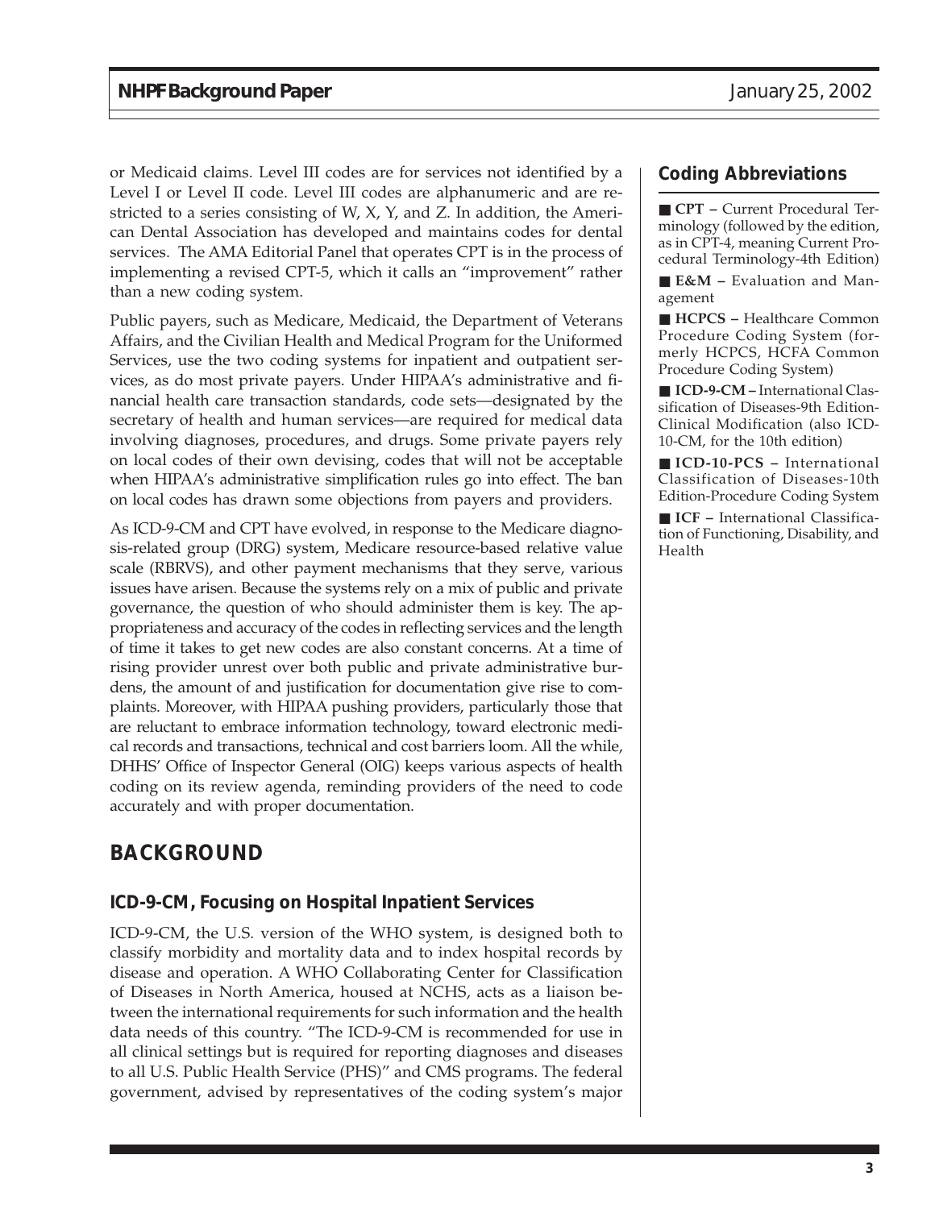or Medicaid claims. Level III codes are for services not identified by a Level I or Level II code. Level III codes are alphanumeric and are restricted to a series consisting of W, X, Y, and Z. In addition, the American Dental Association has developed and maintains codes for dental services. The AMA Editorial Panel that operates CPT is in the process of implementing a revised CPT-5, which it calls an "improvement" rather than a new coding system.

Public payers, such as Medicare, Medicaid, the Department of Veterans Affairs, and the Civilian Health and Medical Program for the Uniformed Services, use the two coding systems for inpatient and outpatient services, as do most private payers. Under HIPAA's administrative and financial health care transaction standards, code sets—designated by the secretary of health and human services—are required for medical data involving diagnoses, procedures, and drugs. Some private payers rely on local codes of their own devising, codes that will not be acceptable when HIPAA's administrative simplification rules go into effect. The ban on local codes has drawn some objections from payers and providers.

As ICD-9-CM and CPT have evolved, in response to the Medicare diagnosis-related group (DRG) system, Medicare resource-based relative value scale (RBRVS), and other payment mechanisms that they serve, various issues have arisen. Because the systems rely on a mix of public and private governance, the question of who should administer them is key. The appropriateness and accuracy of the codes in reflecting services and the length of time it takes to get new codes are also constant concerns. At a time of rising provider unrest over both public and private administrative burdens, the amount of and justification for documentation give rise to complaints. Moreover, with HIPAA pushing providers, particularly those that are reluctant to embrace information technology, toward electronic medical records and transactions, technical and cost barriers loom. All the while, DHHS' Office of Inspector General (OIG) keeps various aspects of health coding on its review agenda, reminding providers of the need to code accurately and with proper documentation.

### Coding Abbreviations

- **CPT** – Current Procedural Terminology (followed by the edition, as in CPT-4, meaning Current Procedural Terminology-4th Edition)
- **E&M** – Evaluation and Management
- **HCPCS** – Healthcare Common Procedure Coding System (formerly HCPCS, HCFA Common Procedure Coding System)
- **ICD-9-CM** – International Classification of Diseases-9th Edition-Clinical Modification (also ICD-10-CM, for the 10th edition)
- **ICD-10-PCS** – International Classification of Diseases-10th Edition-Procedure Coding System
- **ICF** – International Classification of Functioning, Disability, and Health

## BACKGROUND

### ICD-9-CM, Focusing on Hospital Inpatient Services

ICD-9-CM, the U.S. version of the WHO system, is designed both to classify morbidity and mortality data and to index hospital records by disease and operation. A WHO Collaborating Center for Classification of Diseases in North America, housed at NCHS, acts as a liaison between the international requirements for such information and the health data needs of this country. "The ICD-9-CM is recommended for use in all clinical settings but is required for reporting diagnoses and diseases to all U.S. Public Health Service (PHS)" and CMS programs. The federal government, advised by representatives of the coding system's major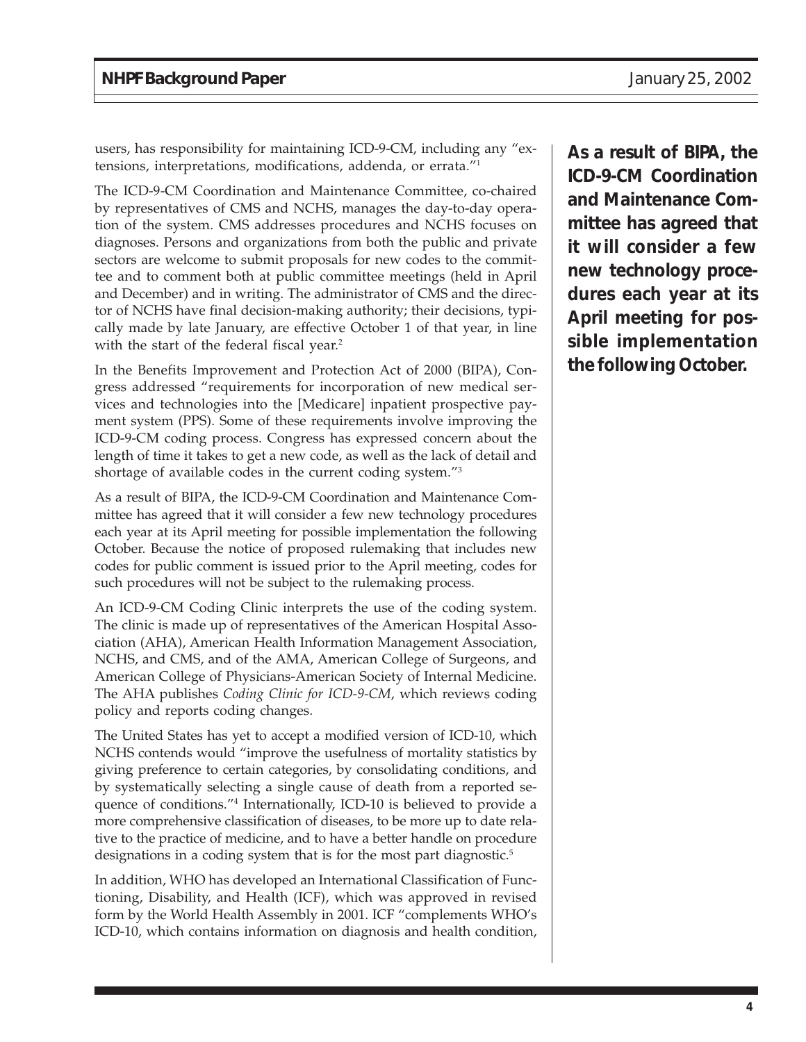users, has responsibility for maintaining ICD-9-CM, including any "extensions, interpretations, modifications, addenda, or errata."[1]

The ICD-9-CM Coordination and Maintenance Committee, co-chaired by representatives of CMS and NCHS, manages the day-to-day operation of the system. CMS addresses procedures and NCHS focuses on diagnoses. Persons and organizations from both the public and private sectors are welcome to submit proposals for new codes to the committee and to comment both at public committee meetings (held in April and December) and in writing. The administrator of CMS and the director of NCHS have final decision-making authority; their decisions, typically made by late January, are effective October 1 of that year, in line with the start of the federal fiscal year.[2]

In the Benefits Improvement and Protection Act of 2000 (BIPA), Congress addressed "requirements for incorporation of new medical services and technologies into the [Medicare] inpatient prospective payment system (PPS). Some of these requirements involve improving the ICD-9-CM coding process. Congress has expressed concern about the length of time it takes to get a new code, as well as the lack of detail and shortage of available codes in the current coding system."[3]

As a result of BIPA, the ICD-9-CM Coordination and Maintenance Committee has agreed that it will consider a few new technology procedures each year at its April meeting for possible implementation the following October. Because the notice of proposed rulemaking that includes new codes for public comment is issued prior to the April meeting, codes for such procedures will not be subject to the rulemaking process.

**As a result of BIPA, the ICD-9-CM Coordination and Maintenance Committee has agreed that it will consider a few new technology procedures each year at its April meeting for possible implementation the following October.**

An ICD-9-CM Coding Clinic interprets the use of the coding system. The clinic is made up of representatives of the American Hospital Association (AHA), American Health Information Management Association, NCHS, and CMS, and of the AMA, American College of Surgeons, and American College of Physicians-American Society of Internal Medicine. The AHA publishes *Coding Clinic for ICD-9-CM*, which reviews coding policy and reports coding changes.

The United States has yet to accept a modified version of ICD-10, which NCHS contends would "improve the usefulness of mortality statistics by giving preference to certain categories, by consolidating conditions, and by systematically selecting a single cause of death from a reported sequence of conditions."[4] Internationally, ICD-10 is believed to provide a more comprehensive classification of diseases, to be more up to date relative to the practice of medicine, and to have a better handle on procedure designations in a coding system that is for the most part diagnostic.[5]

In addition, WHO has developed an International Classification of Functioning, Disability, and Health (ICF), which was approved in revised form by the World Health Assembly in 2001. ICF "complements WHO's ICD-10, which contains information on diagnosis and health condition,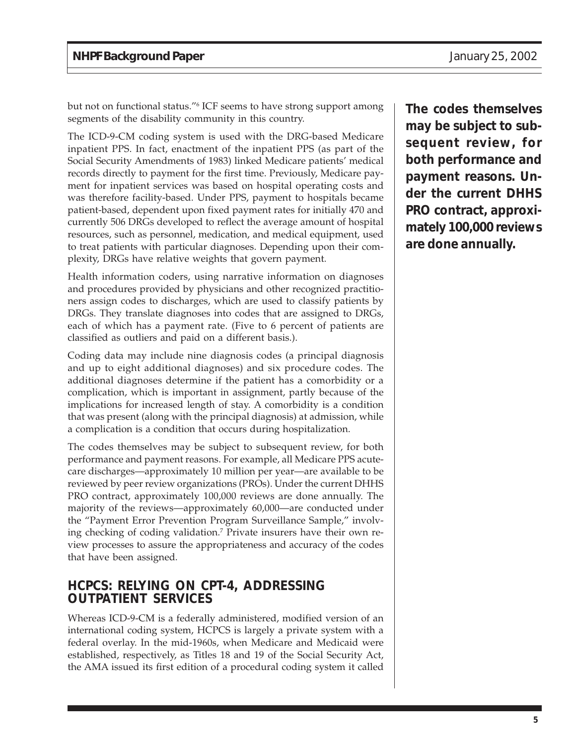but not on functional status."[6] ICF seems to have strong support among segments of the disability community in this country.

The ICD-9-CM coding system is used with the DRG-based Medicare inpatient PPS. In fact, enactment of the inpatient PPS (as part of the Social Security Amendments of 1983) linked Medicare patients' medical records directly to payment for the first time. Previously, Medicare payment for inpatient services was based on hospital operating costs and was therefore facility-based. Under PPS, payment to hospitals became patient-based, dependent upon fixed payment rates for initially 470 and currently 506 DRGs developed to reflect the average amount of hospital resources, such as personnel, medication, and medical equipment, used to treat patients with particular diagnoses. Depending upon their complexity, DRGs have relative weights that govern payment.

Health information coders, using narrative information on diagnoses and procedures provided by physicians and other recognized practitioners assign codes to discharges, which are used to classify patients by DRGs. They translate diagnoses into codes that are assigned to DRGs, each of which has a payment rate. (Five to 6 percent of patients are classified as outliers and paid on a different basis.).

Coding data may include nine diagnosis codes (a principal diagnosis and up to eight additional diagnoses) and six procedure codes. The additional diagnoses determine if the patient has a comorbidity or a complication, which is important in assignment, partly because of the implications for increased length of stay. A comorbidity is a condition that was present (along with the principal diagnosis) at admission, while a complication is a condition that occurs during hospitalization.

The codes themselves may be subject to subsequent review, for both performance and payment reasons. For example, all Medicare PPS acute-care discharges—approximately 10 million per year—are available to be reviewed by peer review organizations (PROs). Under the current DHHS PRO contract, approximately 100,000 reviews are done annually. The majority of the reviews—approximately 60,000—are conducted under the "Payment Error Prevention Program Surveillance Sample," involving checking of coding validation.[7] Private insurers have their own review processes to assure the appropriateness and accuracy of the codes that have been assigned.

**The codes themselves may be subject to subsequent review, for both performance and payment reasons. Under the current DHHS PRO contract, approximately 100,000 reviews are done annually.**

## HCPCS: RELYING ON CPT-4, ADDRESSING OUTPATIENT SERVICES

Whereas ICD-9-CM is a federally administered, modified version of an international coding system, HCPCS is largely a private system with a federal overlay. In the mid-1960s, when Medicare and Medicaid were established, respectively, as Titles 18 and 19 of the Social Security Act, the AMA issued its first edition of a procedural coding system it called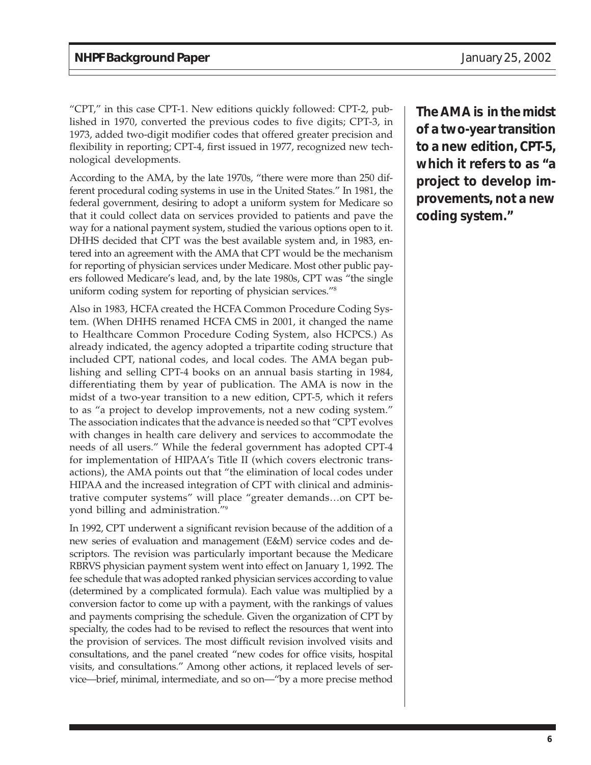"CPT," in this case CPT-1. New editions quickly followed: CPT-2, published in 1970, converted the previous codes to five digits; CPT-3, in 1973, added two-digit modifier codes that offered greater precision and flexibility in reporting; CPT-4, first issued in 1977, recognized new technological developments.

According to the AMA, by the late 1970s, "there were more than 250 different procedural coding systems in use in the United States." In 1981, the federal government, desiring to adopt a uniform system for Medicare so that it could collect data on services provided to patients and pave the way for a national payment system, studied the various options open to it. DHHS decided that CPT was the best available system and, in 1983, entered into an agreement with the AMA that CPT would be the mechanism for reporting of physician services under Medicare. Most other public payers followed Medicare's lead, and, by the late 1980s, CPT was "the single uniform coding system for reporting of physician services."[8]

**The AMA is in the midst of a two-year transition to a new edition, CPT-5, which it refers to as "a project to develop improvements, not a new coding system."**

Also in 1983, HCFA created the HCFA Common Procedure Coding System. (When DHHS renamed HCFA CMS in 2001, it changed the name to Healthcare Common Procedure Coding System, also HCPCS.) As already indicated, the agency adopted a tripartite coding structure that included CPT, national codes, and local codes. The AMA began publishing and selling CPT-4 books on an annual basis starting in 1984, differentiating them by year of publication. The AMA is now in the midst of a two-year transition to a new edition, CPT-5, which it refers to as "a project to develop improvements, not a new coding system." The association indicates that the advance is needed so that "CPT evolves with changes in health care delivery and services to accommodate the needs of all users." While the federal government has adopted CPT-4 for implementation of HIPAA's Title II (which covers electronic transactions), the AMA points out that "the elimination of local codes under HIPAA and the increased integration of CPT with clinical and administrative computer systems" will place "greater demands…on CPT beyond billing and administration."[9]

In 1992, CPT underwent a significant revision because of the addition of a new series of evaluation and management (E&M) service codes and descriptors. The revision was particularly important because the Medicare RBRVS physician payment system went into effect on January 1, 1992. The fee schedule that was adopted ranked physician services according to value (determined by a complicated formula). Each value was multiplied by a conversion factor to come up with a payment, with the rankings of values and payments comprising the schedule. Given the organization of CPT by specialty, the codes had to be revised to reflect the resources that went into the provision of services. The most difficult revision involved visits and consultations, and the panel created "new codes for office visits, hospital visits, and consultations." Among other actions, it replaced levels of service—brief, minimal, intermediate, and so on—"by a more precise method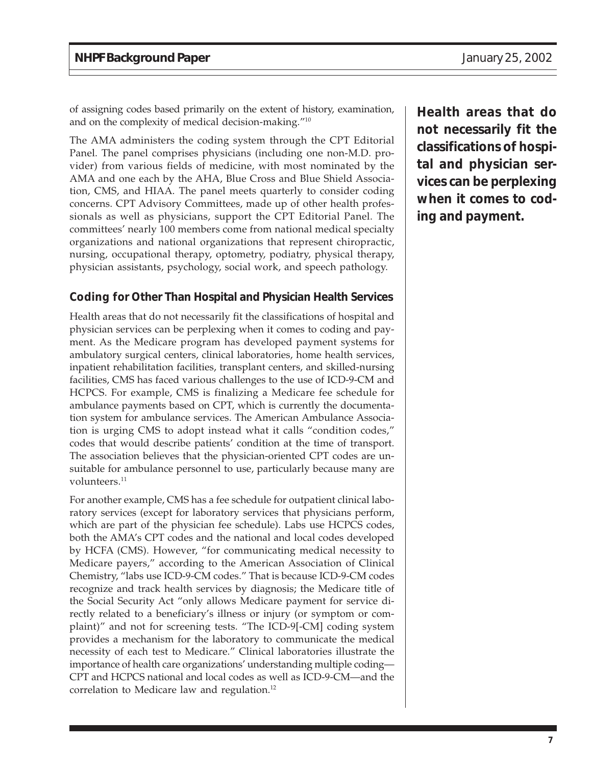of assigning codes based primarily on the extent of history, examination, and on the complexity of medical decision-making."[10]

The AMA administers the coding system through the CPT Editorial Panel. The panel comprises physicians (including one non-M.D. provider) from various fields of medicine, with most nominated by the AMA and one each by the AHA, Blue Cross and Blue Shield Association, CMS, and HIAA. The panel meets quarterly to consider coding concerns. CPT Advisory Committees, made up of other health professionals as well as physicians, support the CPT Editorial Panel. The committees' nearly 100 members come from national medical specialty organizations and national organizations that represent chiropractic, nursing, occupational therapy, optometry, podiatry, physical therapy, physician assistants, psychology, social work, and speech pathology.

**Health areas that do not necessarily fit the classifications of hospital and physician services can be perplexing when it comes to coding and payment.**

### Coding for Other Than Hospital and Physician Health Services

Health areas that do not necessarily fit the classifications of hospital and physician services can be perplexing when it comes to coding and payment. As the Medicare program has developed payment systems for ambulatory surgical centers, clinical laboratories, home health services, inpatient rehabilitation facilities, transplant centers, and skilled-nursing facilities, CMS has faced various challenges to the use of ICD-9-CM and HCPCS. For example, CMS is finalizing a Medicare fee schedule for ambulance payments based on CPT, which is currently the documentation system for ambulance services. The American Ambulance Association is urging CMS to adopt instead what it calls "condition codes," codes that would describe patients' condition at the time of transport. The association believes that the physician-oriented CPT codes are unsuitable for ambulance personnel to use, particularly because many are volunteers.[11]

For another example, CMS has a fee schedule for outpatient clinical laboratory services (except for laboratory services that physicians perform, which are part of the physician fee schedule). Labs use HCPCS codes, both the AMA's CPT codes and the national and local codes developed by HCFA (CMS). However, "for communicating medical necessity to Medicare payers," according to the American Association of Clinical Chemistry, "labs use ICD-9-CM codes." That is because ICD-9-CM codes recognize and track health services by diagnosis; the Medicare title of the Social Security Act "only allows Medicare payment for service directly related to a beneficiary's illness or injury (or symptom or complaint)" and not for screening tests. "The ICD-9[-CM] coding system provides a mechanism for the laboratory to communicate the medical necessity of each test to Medicare." Clinical laboratories illustrate the importance of health care organizations' understanding multiple coding—CPT and HCPCS national and local codes as well as ICD-9-CM—and the correlation to Medicare law and regulation.[12]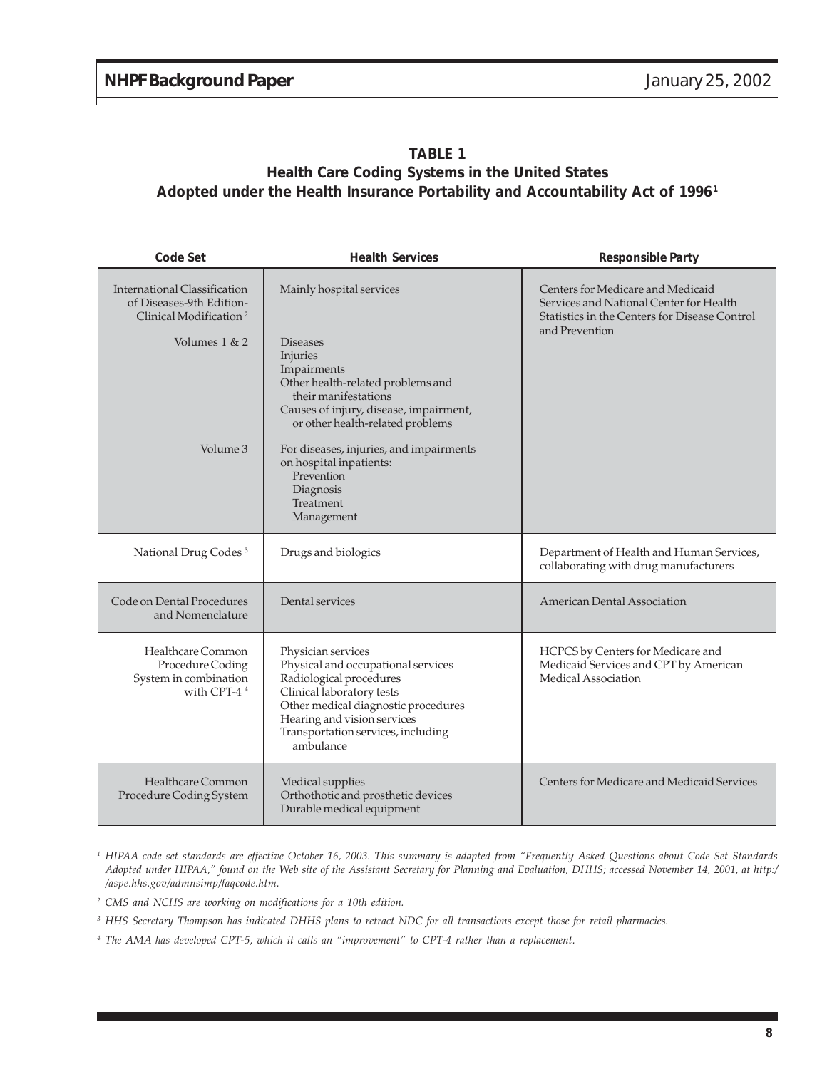**TABLE 1**
**Health Care Coding Systems in the United States**
**Adopted under the Health Insurance Portability and Accountability Act of 1996**[1]

| Code Set | Health Services | Responsible Party |
|---|---|---|
| International Classification of Diseases-9th Edition-Clinical Modification[2] | Mainly hospital services | Centers for Medicare and Medicaid Services and National Center for Health Statistics in the Centers for Disease Control and Prevention |
| Volumes 1 & 2 | Diseases<br>Injuries<br>Impairments<br>Other health-related problems and their manifestations<br>Causes of injury, disease, impairment, or other health-related problems | |
| Volume 3 | For diseases, injuries, and impairments on hospital inpatients:<br>Prevention<br>Diagnosis<br>Treatment<br>Management | |
| National Drug Codes[3] | Drugs and biologics | Department of Health and Human Services, collaborating with drug manufacturers |
| Code on Dental Procedures and Nomenclature | Dental services | American Dental Association |
| Healthcare Common Procedure Coding System in combination with CPT-4[4] | Physician services<br>Physical and occupational services<br>Radiological procedures<br>Clinical laboratory tests<br>Other medical diagnostic procedures<br>Hearing and vision services<br>Transportation services, including ambulance | HCPCS by Centers for Medicare and Medicaid Services and CPT by American Medical Association |
| Healthcare Common Procedure Coding System | Medical supplies<br>Orthothotic and prosthetic devices<br>Durable medical equipment | Centers for Medicare and Medicaid Services |

*[1] HIPAA code set standards are effective October 16, 2003. This summary is adapted from "Frequently Asked Questions about Code Set Standards Adopted under HIPAA," found on the Web site of the Assistant Secretary for Planning and Evaluation, DHHS; accessed November 14, 2001, at http://aspe.hhs.gov/admnsimp/faqcode.htm.*

*[2] CMS and NCHS are working on modifications for a 10th edition.*

*[3] HHS Secretary Thompson has indicated DHHS plans to retract NDC for all transactions except those for retail pharmacies.*

*[4] The AMA has developed CPT-5, which it calls an "improvement" to CPT-4 rather than a replacement.*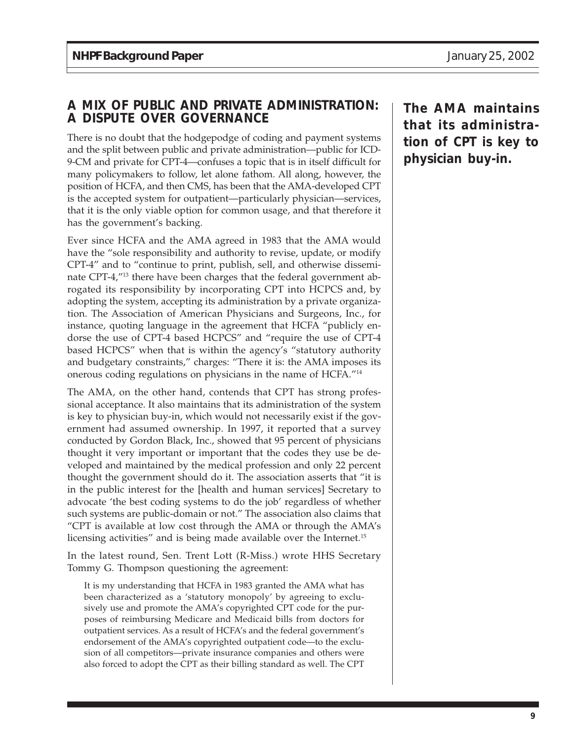## A MIX OF PUBLIC AND PRIVATE ADMINISTRATION: A DISPUTE OVER GOVERNANCE

There is no doubt that the hodgepodge of coding and payment systems and the split between public and private administration—public for ICD-9-CM and private for CPT-4—confuses a topic that is in itself difficult for many policymakers to follow, let alone fathom. All along, however, the position of HCFA, and then CMS, has been that the AMA-developed CPT is the accepted system for outpatient—particularly physician—services, that it is the only viable option for common usage, and that therefore it has the government's backing.

Ever since HCFA and the AMA agreed in 1983 that the AMA would have the "sole responsibility and authority to revise, update, or modify CPT-4" and to "continue to print, publish, sell, and otherwise disseminate CPT-4,"[13] there have been charges that the federal government abrogated its responsibility by incorporating CPT into HCPCS and, by adopting the system, accepting its administration by a private organization. The Association of American Physicians and Surgeons, Inc., for instance, quoting language in the agreement that HCFA "publicly endorse the use of CPT-4 based HCPCS" and "require the use of CPT-4 based HCPCS" when that is within the agency's "statutory authority and budgetary constraints," charges: "There it is: the AMA imposes its onerous coding regulations on physicians in the name of HCFA."[14]

**The AMA maintains that its administration of CPT is key to physician buy-in.**

The AMA, on the other hand, contends that CPT has strong professional acceptance. It also maintains that its administration of the system is key to physician buy-in, which would not necessarily exist if the government had assumed ownership. In 1997, it reported that a survey conducted by Gordon Black, Inc., showed that 95 percent of physicians thought it very important or important that the codes they use be developed and maintained by the medical profession and only 22 percent thought the government should do it. The association asserts that "it is in the public interest for the [health and human services] Secretary to advocate 'the best coding systems to do the job' regardless of whether such systems are public-domain or not." The association also claims that "CPT is available at low cost through the AMA or through the AMA's licensing activities" and is being made available over the Internet.[15]

In the latest round, Sen. Trent Lott (R-Miss.) wrote HHS Secretary Tommy G. Thompson questioning the agreement:

> It is my understanding that HCFA in 1983 granted the AMA what has been characterized as a 'statutory monopoly' by agreeing to exclusively use and promote the AMA's copyrighted CPT code for the purposes of reimbursing Medicare and Medicaid bills from doctors for outpatient services. As a result of HCFA's and the federal government's endorsement of the AMA's copyrighted outpatient code—to the exclusion of all competitors—private insurance companies and others were also forced to adopt the CPT as their billing standard as well. The CPT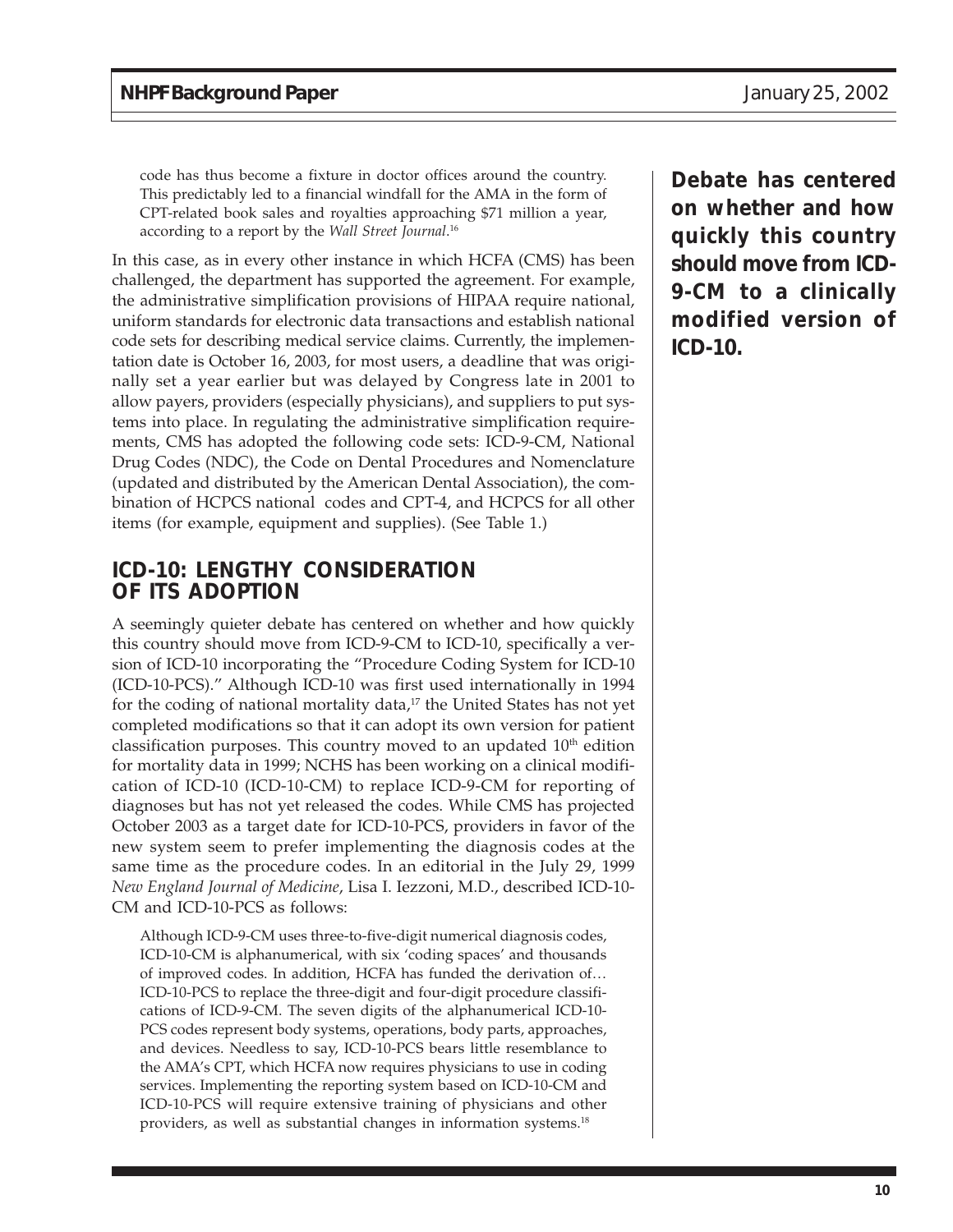> code has thus become a fixture in doctor offices around the country. This predictably led to a financial windfall for the AMA in the form of CPT-related book sales and royalties approaching $71 million a year, according to a report by the *Wall Street Journal*.[16]

In this case, as in every other instance in which HCFA (CMS) has been challenged, the department has supported the agreement. For example, the administrative simplification provisions of HIPAA require national, uniform standards for electronic data transactions and establish national code sets for describing medical service claims. Currently, the implementation date is October 16, 2003, for most users, a deadline that was originally set a year earlier but was delayed by Congress late in 2001 to allow payers, providers (especially physicians), and suppliers to put systems into place. In regulating the administrative simplification requirements, CMS has adopted the following code sets: ICD-9-CM, National Drug Codes (NDC), the Code on Dental Procedures and Nomenclature (updated and distributed by the American Dental Association), the combination of HCPCS national codes and CPT-4, and HCPCS for all other items (for example, equipment and supplies). (See Table 1.)

**Debate has centered on whether and how quickly this country should move from ICD-9-CM to a clinically modified version of ICD-10.**

## ICD-10: LENGTHY CONSIDERATION OF ITS ADOPTION

A seemingly quieter debate has centered on whether and how quickly this country should move from ICD-9-CM to ICD-10, specifically a version of ICD-10 incorporating the "Procedure Coding System for ICD-10 (ICD-10-PCS)." Although ICD-10 was first used internationally in 1994 for the coding of national mortality data,[17] the United States has not yet completed modifications so that it can adopt its own version for patient classification purposes. This country moved to an updated 10th edition for mortality data in 1999; NCHS has been working on a clinical modification of ICD-10 (ICD-10-CM) to replace ICD-9-CM for reporting of diagnoses but has not yet released the codes. While CMS has projected October 2003 as a target date for ICD-10-PCS, providers in favor of the new system seem to prefer implementing the diagnosis codes at the same time as the procedure codes. In an editorial in the July 29, 1999 *New England Journal of Medicine*, Lisa I. Iezzoni, M.D., described ICD-10-CM and ICD-10-PCS as follows:

> Although ICD-9-CM uses three-to-five-digit numerical diagnosis codes, ICD-10-CM is alphanumerical, with six 'coding spaces' and thousands of improved codes. In addition, HCFA has funded the derivation of… ICD-10-PCS to replace the three-digit and four-digit procedure classifications of ICD-9-CM. The seven digits of the alphanumerical ICD-10-PCS codes represent body systems, operations, body parts, approaches, and devices. Needless to say, ICD-10-PCS bears little resemblance to the AMA's CPT, which HCFA now requires physicians to use in coding services. Implementing the reporting system based on ICD-10-CM and ICD-10-PCS will require extensive training of physicians and other providers, as well as substantial changes in information systems.[18]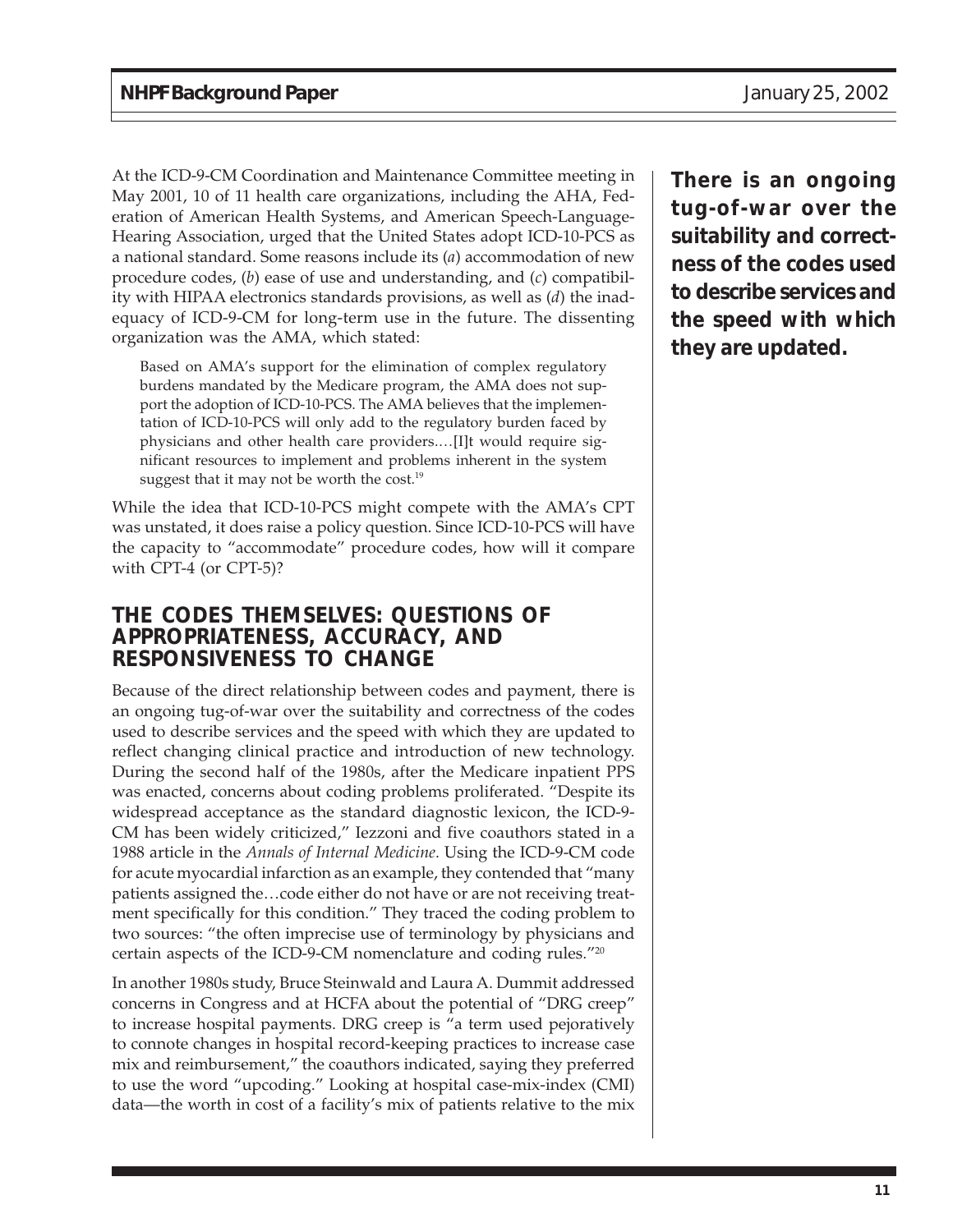At the ICD-9-CM Coordination and Maintenance Committee meeting in May 2001, 10 of 11 health care organizations, including the AHA, Federation of American Health Systems, and American Speech-Language-Hearing Association, urged that the United States adopt ICD-10-PCS as a national standard. Some reasons include its (*a*) accommodation of new procedure codes, (*b*) ease of use and understanding, and (*c*) compatibility with HIPAA electronics standards provisions, as well as (*d*) the inadequacy of ICD-9-CM for long-term use in the future. The dissenting organization was the AMA, which stated:

> Based on AMA's support for the elimination of complex regulatory burdens mandated by the Medicare program, the AMA does not support the adoption of ICD-10-PCS. The AMA believes that the implementation of ICD-10-PCS will only add to the regulatory burden faced by physicians and other health care providers.…[I]t would require significant resources to implement and problems inherent in the system suggest that it may not be worth the cost.[19]

While the idea that ICD-10-PCS might compete with the AMA's CPT was unstated, it does raise a policy question. Since ICD-10-PCS will have the capacity to "accommodate" procedure codes, how will it compare with CPT-4 (or CPT-5)?

**There is an ongoing tug-of-war over the suitability and correctness of the codes used to describe services and the speed with which they are updated.**

## THE CODES THEMSELVES: QUESTIONS OF APPROPRIATENESS, ACCURACY, AND RESPONSIVENESS TO CHANGE

Because of the direct relationship between codes and payment, there is an ongoing tug-of-war over the suitability and correctness of the codes used to describe services and the speed with which they are updated to reflect changing clinical practice and introduction of new technology. During the second half of the 1980s, after the Medicare inpatient PPS was enacted, concerns about coding problems proliferated. "Despite its widespread acceptance as the standard diagnostic lexicon, the ICD-9-CM has been widely criticized," Iezzoni and five coauthors stated in a 1988 article in the *Annals of Internal Medicine*. Using the ICD-9-CM code for acute myocardial infarction as an example, they contended that "many patients assigned the…code either do not have or are not receiving treatment specifically for this condition." They traced the coding problem to two sources: "the often imprecise use of terminology by physicians and certain aspects of the ICD-9-CM nomenclature and coding rules."[20]

In another 1980s study, Bruce Steinwald and Laura A. Dummit addressed concerns in Congress and at HCFA about the potential of "DRG creep" to increase hospital payments. DRG creep is "a term used pejoratively to connote changes in hospital record-keeping practices to increase case mix and reimbursement," the coauthors indicated, saying they preferred to use the word "upcoding." Looking at hospital case-mix-index (CMI) data—the worth in cost of a facility's mix of patients relative to the mix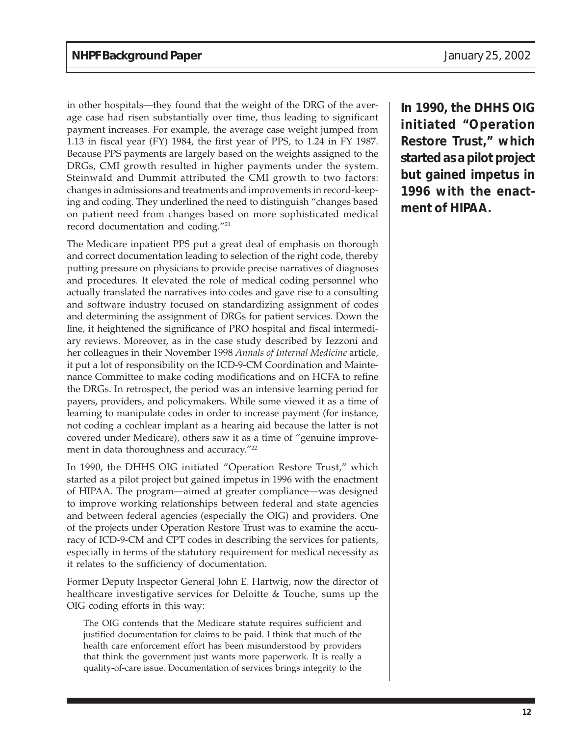in other hospitals—they found that the weight of the DRG of the average case had risen substantially over time, thus leading to significant payment increases. For example, the average case weight jumped from 1.13 in fiscal year (FY) 1984, the first year of PPS, to 1.24 in FY 1987. Because PPS payments are largely based on the weights assigned to the DRGs, CMI growth resulted in higher payments under the system. Steinwald and Dummit attributed the CMI growth to two factors: changes in admissions and treatments and improvements in record-keeping and coding. They underlined the need to distinguish "changes based on patient need from changes based on more sophisticated medical record documentation and coding."[21]

The Medicare inpatient PPS put a great deal of emphasis on thorough and correct documentation leading to selection of the right code, thereby putting pressure on physicians to provide precise narratives of diagnoses and procedures. It elevated the role of medical coding personnel who actually translated the narratives into codes and gave rise to a consulting and software industry focused on standardizing assignment of codes and determining the assignment of DRGs for patient services. Down the line, it heightened the significance of PRO hospital and fiscal intermediary reviews. Moreover, as in the case study described by Iezzoni and her colleagues in their November 1998 *Annals of Internal Medicine* article, it put a lot of responsibility on the ICD-9-CM Coordination and Maintenance Committee to make coding modifications and on HCFA to refine the DRGs. In retrospect, the period was an intensive learning period for payers, providers, and policymakers. While some viewed it as a time of learning to manipulate codes in order to increase payment (for instance, not coding a cochlear implant as a hearing aid because the latter is not covered under Medicare), others saw it as a time of "genuine improvement in data thoroughness and accuracy."[22]

**In 1990, the DHHS OIG initiated "Operation Restore Trust," which started as a pilot project but gained impetus in 1996 with the enactment of HIPAA.**

In 1990, the DHHS OIG initiated "Operation Restore Trust," which started as a pilot project but gained impetus in 1996 with the enactment of HIPAA. The program—aimed at greater compliance—was designed to improve working relationships between federal and state agencies and between federal agencies (especially the OIG) and providers. One of the projects under Operation Restore Trust was to examine the accuracy of ICD-9-CM and CPT codes in describing the services for patients, especially in terms of the statutory requirement for medical necessity as it relates to the sufficiency of documentation.

Former Deputy Inspector General John E. Hartwig, now the director of healthcare investigative services for Deloitte & Touche, sums up the OIG coding efforts in this way:

> The OIG contends that the Medicare statute requires sufficient and justified documentation for claims to be paid. I think that much of the health care enforcement effort has been misunderstood by providers that think the government just wants more paperwork. It is really a quality-of-care issue. Documentation of services brings integrity to the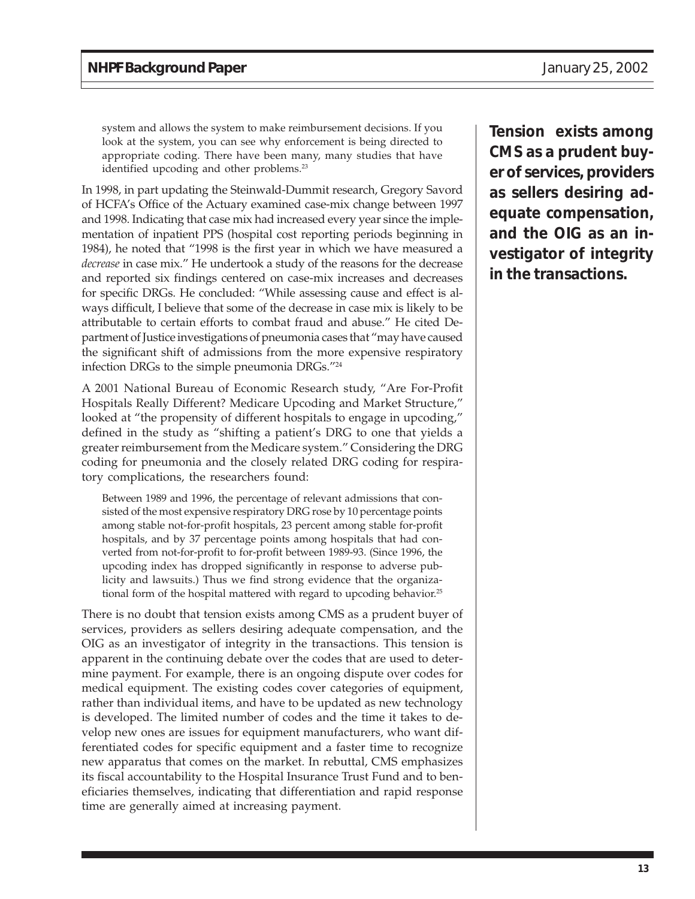system and allows the system to make reimbursement decisions. If you look at the system, you can see why enforcement is being directed to appropriate coding. There have been many, many studies that have identified upcoding and other problems.[23]

In 1998, in part updating the Steinwald-Dummit research, Gregory Savord of HCFA's Office of the Actuary examined case-mix change between 1997 and 1998. Indicating that case mix had increased every year since the implementation of inpatient PPS (hospital cost reporting periods beginning in 1984), he noted that "1998 is the first year in which we have measured a *decrease* in case mix." He undertook a study of the reasons for the decrease and reported six findings centered on case-mix increases and decreases for specific DRGs. He concluded: "While assessing cause and effect is always difficult, I believe that some of the decrease in case mix is likely to be attributable to certain efforts to combat fraud and abuse." He cited Department of Justice investigations of pneumonia cases that "may have caused the significant shift of admissions from the more expensive respiratory infection DRGs to the simple pneumonia DRGs."[24]

A 2001 National Bureau of Economic Research study, "Are For-Profit Hospitals Really Different? Medicare Upcoding and Market Structure," looked at "the propensity of different hospitals to engage in upcoding," defined in the study as "shifting a patient's DRG to one that yields a greater reimbursement from the Medicare system." Considering the DRG coding for pneumonia and the closely related DRG coding for respiratory complications, the researchers found:

> Between 1989 and 1996, the percentage of relevant admissions that consisted of the most expensive respiratory DRG rose by 10 percentage points among stable not-for-profit hospitals, 23 percent among stable for-profit hospitals, and by 37 percentage points among hospitals that had converted from not-for-profit to for-profit between 1989-93. (Since 1996, the upcoding index has dropped significantly in response to adverse publicity and lawsuits.) Thus we find strong evidence that the organizational form of the hospital mattered with regard to upcoding behavior.[25]

**Tension exists among CMS as a prudent buyer of services, providers as sellers desiring adequate compensation, and the OIG as an investigator of integrity in the transactions.**

There is no doubt that tension exists among CMS as a prudent buyer of services, providers as sellers desiring adequate compensation, and the OIG as an investigator of integrity in the transactions. This tension is apparent in the continuing debate over the codes that are used to determine payment. For example, there is an ongoing dispute over codes for medical equipment. The existing codes cover categories of equipment, rather than individual items, and have to be updated as new technology is developed. The limited number of codes and the time it takes to develop new ones are issues for equipment manufacturers, who want differentiated codes for specific equipment and a faster time to recognize new apparatus that comes on the market. In rebuttal, CMS emphasizes its fiscal accountability to the Hospital Insurance Trust Fund and to beneficiaries themselves, indicating that differentiation and rapid response time are generally aimed at increasing payment.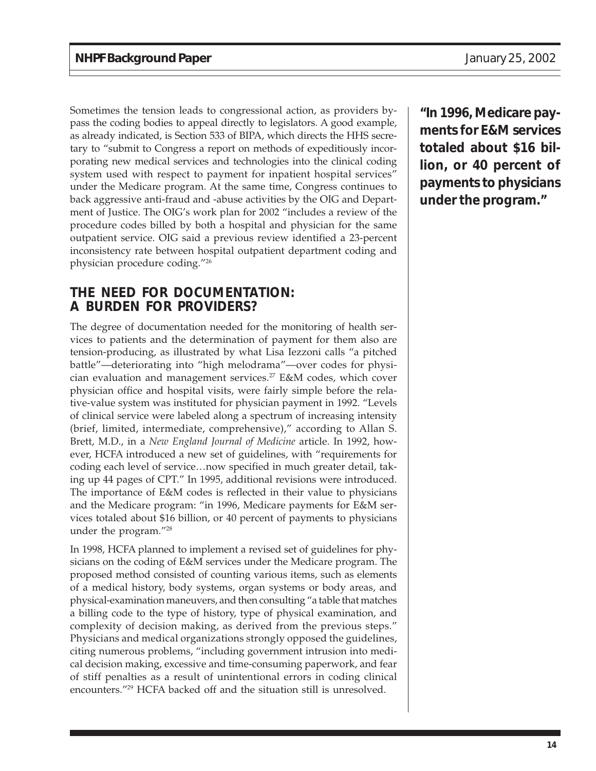Sometimes the tension leads to congressional action, as providers bypass the coding bodies to appeal directly to legislators. A good example, as already indicated, is Section 533 of BIPA, which directs the HHS secretary to "submit to Congress a report on methods of expeditiously incorporating new medical services and technologies into the clinical coding system used with respect to payment for inpatient hospital services" under the Medicare program. At the same time, Congress continues to back aggressive anti-fraud and -abuse activities by the OIG and Department of Justice. The OIG's work plan for 2002 "includes a review of the procedure codes billed by both a hospital and physician for the same outpatient service. OIG said a previous review identified a 23-percent inconsistency rate between hospital outpatient department coding and physician procedure coding."[26]

**"In 1996, Medicare payments for E&M services totaled about $16 billion, or 40 percent of payments to physicians under the program."**

## THE NEED FOR DOCUMENTATION: A BURDEN FOR PROVIDERS?

The degree of documentation needed for the monitoring of health services to patients and the determination of payment for them also are tension-producing, as illustrated by what Lisa Iezzoni calls "a pitched battle"—deteriorating into "high melodrama"—over codes for physician evaluation and management services.[27] E&M codes, which cover physician office and hospital visits, were fairly simple before the relative-value system was instituted for physician payment in 1992. "Levels of clinical service were labeled along a spectrum of increasing intensity (brief, limited, intermediate, comprehensive)," according to Allan S. Brett, M.D., in a *New England Journal of Medicine* article. In 1992, however, HCFA introduced a new set of guidelines, with "requirements for coding each level of service…now specified in much greater detail, taking up 44 pages of CPT." In 1995, additional revisions were introduced. The importance of E&M codes is reflected in their value to physicians and the Medicare program: "in 1996, Medicare payments for E&M services totaled about $16 billion, or 40 percent of payments to physicians under the program."[28]

In 1998, HCFA planned to implement a revised set of guidelines for physicians on the coding of E&M services under the Medicare program. The proposed method consisted of counting various items, such as elements of a medical history, body systems, organ systems or body areas, and physical-examination maneuvers, and then consulting "a table that matches a billing code to the type of history, type of physical examination, and complexity of decision making, as derived from the previous steps." Physicians and medical organizations strongly opposed the guidelines, citing numerous problems, "including government intrusion into medical decision making, excessive and time-consuming paperwork, and fear of stiff penalties as a result of unintentional errors in coding clinical encounters."[29] HCFA backed off and the situation still is unresolved.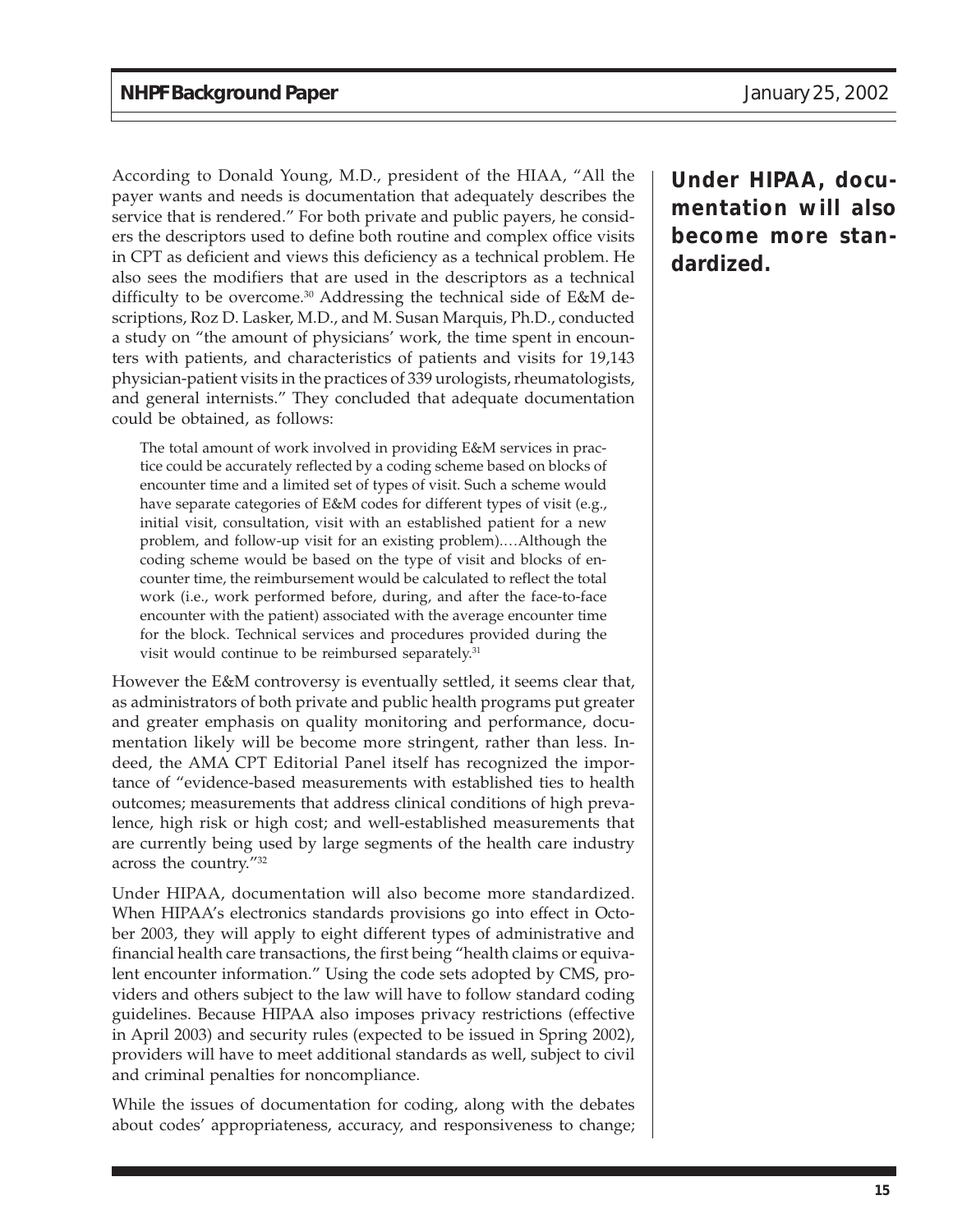According to Donald Young, M.D., president of the HIAA, "All the payer wants and needs is documentation that adequately describes the service that is rendered." For both private and public payers, he considers the descriptors used to define both routine and complex office visits in CPT as deficient and views this deficiency as a technical problem. He also sees the modifiers that are used in the descriptors as a technical difficulty to be overcome.[30] Addressing the technical side of E&M descriptions, Roz D. Lasker, M.D., and M. Susan Marquis, Ph.D., conducted a study on "the amount of physicians' work, the time spent in encounters with patients, and characteristics of patients and visits for 19,143 physician-patient visits in the practices of 339 urologists, rheumatologists, and general internists." They concluded that adequate documentation could be obtained, as follows:

> The total amount of work involved in providing E&M services in practice could be accurately reflected by a coding scheme based on blocks of encounter time and a limited set of types of visit. Such a scheme would have separate categories of E&M codes for different types of visit (e.g., initial visit, consultation, visit with an established patient for a new problem, and follow-up visit for an existing problem)….Although the coding scheme would be based on the type of visit and blocks of encounter time, the reimbursement would be calculated to reflect the total work (i.e., work performed before, during, and after the face-to-face encounter with the patient) associated with the average encounter time for the block. Technical services and procedures provided during the visit would continue to be reimbursed separately.[31]

However the E&M controversy is eventually settled, it seems clear that, as administrators of both private and public health programs put greater and greater emphasis on quality monitoring and performance, documentation likely will be become more stringent, rather than less. Indeed, the AMA CPT Editorial Panel itself has recognized the importance of "evidence-based measurements with established ties to health outcomes; measurements that address clinical conditions of high prevalence, high risk or high cost; and well-established measurements that are currently being used by large segments of the health care industry across the country."[32]

**Under HIPAA, documentation will also become more standardized.**

Under HIPAA, documentation will also become more standardized. When HIPAA's electronics standards provisions go into effect in October 2003, they will apply to eight different types of administrative and financial health care transactions, the first being "health claims or equivalent encounter information." Using the code sets adopted by CMS, providers and others subject to the law will have to follow standard coding guidelines. Because HIPAA also imposes privacy restrictions (effective in April 2003) and security rules (expected to be issued in Spring 2002), providers will have to meet additional standards as well, subject to civil and criminal penalties for noncompliance.

While the issues of documentation for coding, along with the debates about codes' appropriateness, accuracy, and responsiveness to change;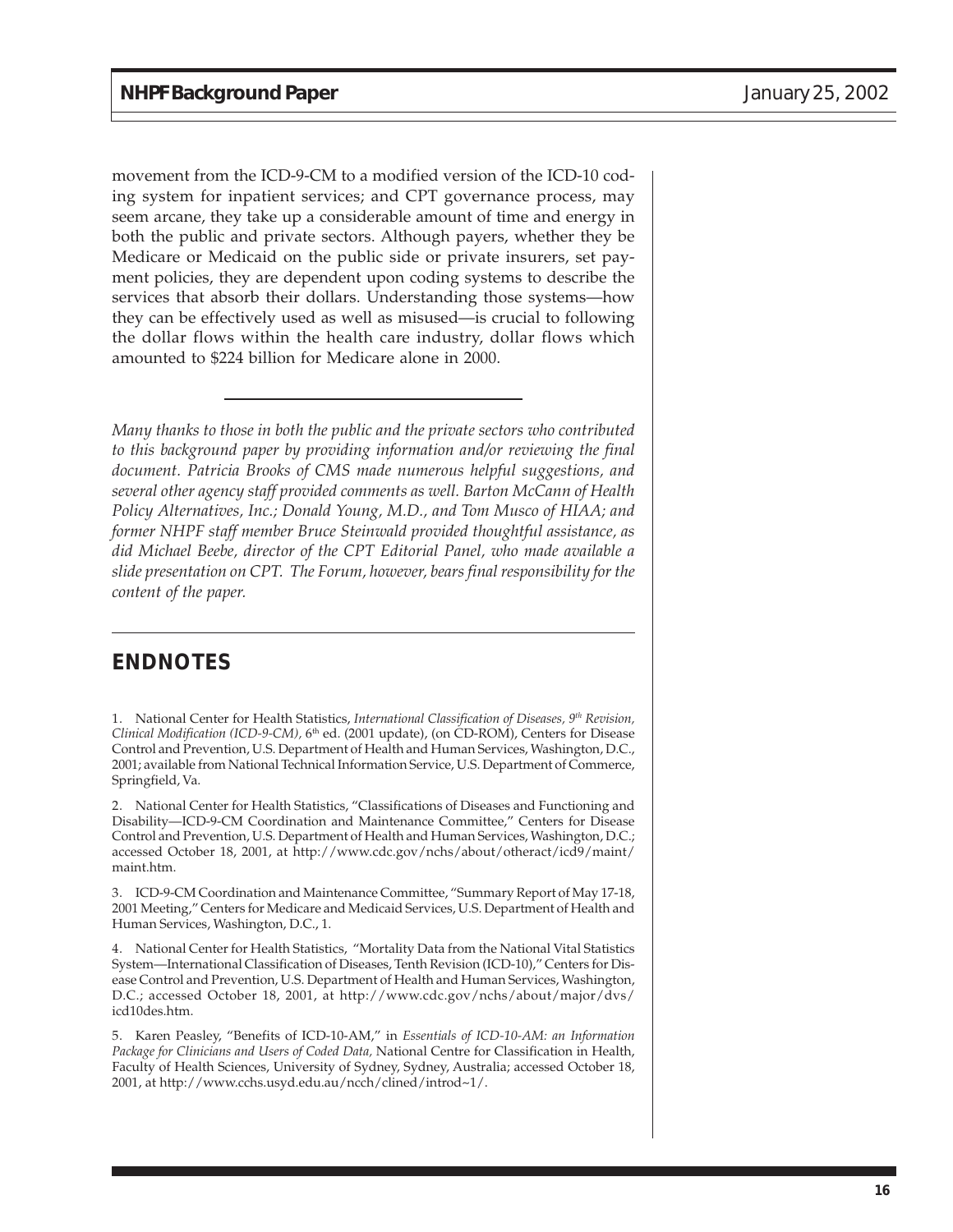movement from the ICD-9-CM to a modified version of the ICD-10 coding system for inpatient services; and CPT governance process, may seem arcane, they take up a considerable amount of time and energy in both the public and private sectors. Although payers, whether they be Medicare or Medicaid on the public side or private insurers, set payment policies, they are dependent upon coding systems to describe the services that absorb their dollars. Understanding those systems—how they can be effectively used as well as misused—is crucial to following the dollar flows within the health care industry, dollar flows which amounted to $224 billion for Medicare alone in 2000.

---

*Many thanks to those in both the public and the private sectors who contributed to this background paper by providing information and/or reviewing the final document. Patricia Brooks of CMS made numerous helpful suggestions, and several other agency staff provided comments as well. Barton McCann of Health Policy Alternatives, Inc.; Donald Young, M.D., and Tom Musco of HIAA; and former NHPF staff member Bruce Steinwald provided thoughtful assistance, as did Michael Beebe, director of the CPT Editorial Panel, who made available a slide presentation on CPT. The Forum, however, bears final responsibility for the content of the paper.*

## ENDNOTES

1. National Center for Health Statistics, *International Classification of Diseases, 9th Revision, Clinical Modification (ICD-9-CM),* 6th ed. (2001 update), (on CD-ROM), Centers for Disease Control and Prevention, U.S. Department of Health and Human Services, Washington, D.C., 2001; available from National Technical Information Service, U.S. Department of Commerce, Springfield, Va.

2. National Center for Health Statistics, "Classifications of Diseases and Functioning and Disability—ICD-9-CM Coordination and Maintenance Committee," Centers for Disease Control and Prevention, U.S. Department of Health and Human Services, Washington, D.C.; accessed October 18, 2001, at http://www.cdc.gov/nchs/about/otheract/icd9/maint/maint.htm.

3. ICD-9-CM Coordination and Maintenance Committee, "Summary Report of May 17-18, 2001 Meeting," Centers for Medicare and Medicaid Services, U.S. Department of Health and Human Services, Washington, D.C., 1.

4. National Center for Health Statistics, "Mortality Data from the National Vital Statistics System—International Classification of Diseases, Tenth Revision (ICD-10)," Centers for Disease Control and Prevention, U.S. Department of Health and Human Services, Washington, D.C.; accessed October 18, 2001, at http://www.cdc.gov/nchs/about/major/dvs/icd10des.htm.

5. Karen Peasley, "Benefits of ICD-10-AM," in *Essentials of ICD-10-AM: an Information Package for Clinicians and Users of Coded Data,* National Centre for Classification in Health, Faculty of Health Sciences, University of Sydney, Sydney, Australia; accessed October 18, 2001, at http://www.cchs.usyd.edu.au/ncch/clined/introd~1/.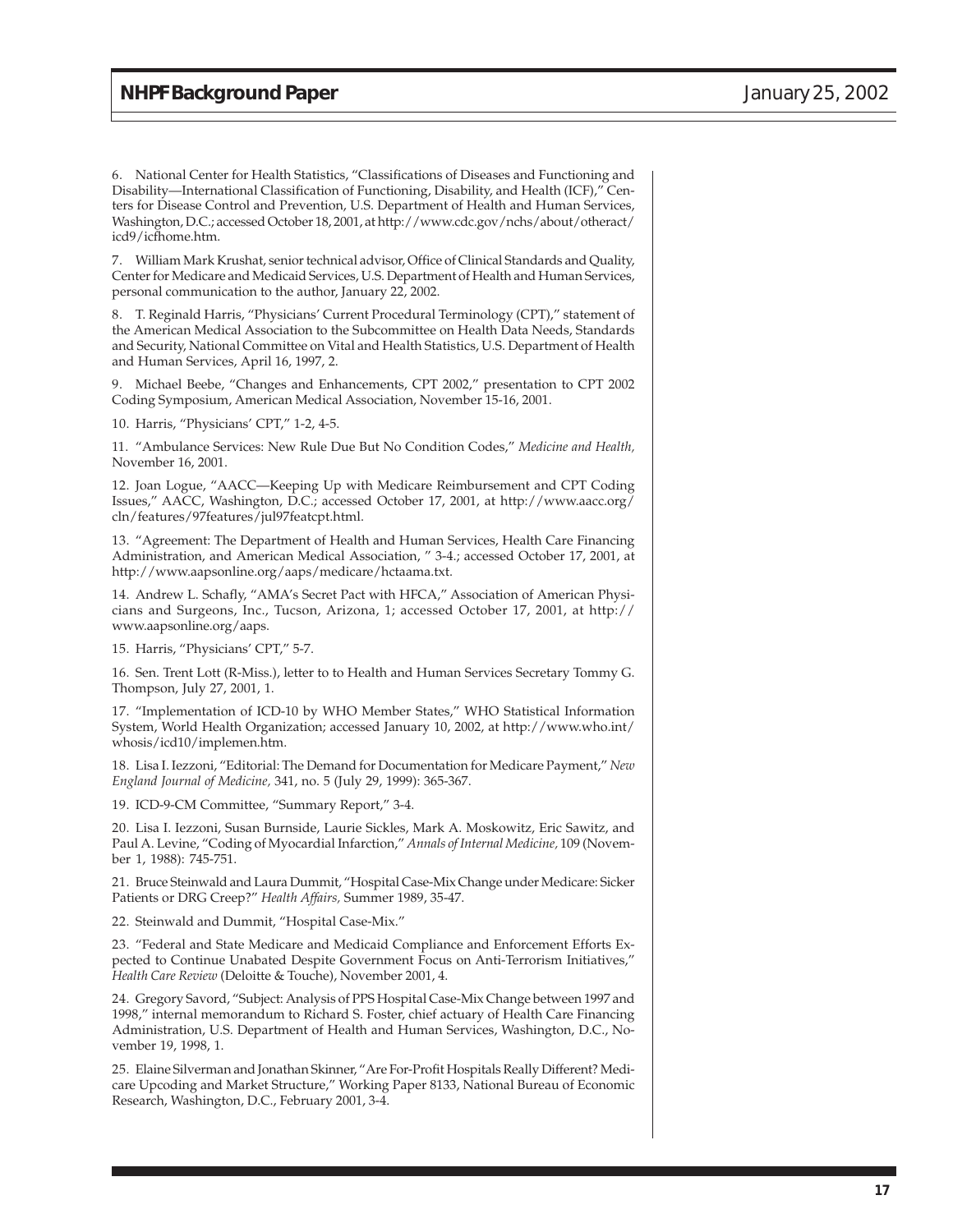6. National Center for Health Statistics, "Classifications of Diseases and Functioning and Disability—International Classification of Functioning, Disability, and Health (ICF)," Centers for Disease Control and Prevention, U.S. Department of Health and Human Services, Washington, D.C.; accessed October 18, 2001, at http://www.cdc.gov/nchs/about/otheract/icd9/icfhome.htm.

7. William Mark Krushat, senior technical advisor, Office of Clinical Standards and Quality, Center for Medicare and Medicaid Services, U.S. Department of Health and Human Services, personal communication to the author, January 22, 2002.

8. T. Reginald Harris, "Physicians' Current Procedural Terminology (CPT)," statement of the American Medical Association to the Subcommittee on Health Data Needs, Standards and Security, National Committee on Vital and Health Statistics, U.S. Department of Health and Human Services, April 16, 1997, 2.

9. Michael Beebe, "Changes and Enhancements, CPT 2002," presentation to CPT 2002 Coding Symposium, American Medical Association, November 15-16, 2001.

10. Harris, "Physicians' CPT," 1-2, 4-5.

11. "Ambulance Services: New Rule Due But No Condition Codes," *Medicine and Health,* November 16, 2001.

12. Joan Logue, "AACC—Keeping Up with Medicare Reimbursement and CPT Coding Issues," AACC, Washington, D.C.; accessed October 17, 2001, at http://www.aacc.org/cln/features/97features/jul97featcpt.html.

13. "Agreement: The Department of Health and Human Services, Health Care Financing Administration, and American Medical Association, " 3-4.; accessed October 17, 2001, at http://www.aapsonline.org/aaps/medicare/hctaama.txt.

14. Andrew L. Schafly, "AMA's Secret Pact with HFCA," Association of American Physicians and Surgeons, Inc., Tucson, Arizona, 1; accessed October 17, 2001, at http://www.aapsonline.org/aaps.

15. Harris, "Physicians' CPT," 5-7.

16. Sen. Trent Lott (R-Miss.), letter to to Health and Human Services Secretary Tommy G. Thompson, July 27, 2001, 1.

17. "Implementation of ICD-10 by WHO Member States," WHO Statistical Information System, World Health Organization; accessed January 10, 2002, at http://www.who.int/whosis/icd10/implemen.htm.

18. Lisa I. Iezzoni, "Editorial: The Demand for Documentation for Medicare Payment," *New England Journal of Medicine,* 341, no. 5 (July 29, 1999): 365-367.

19. ICD-9-CM Committee, "Summary Report," 3-4.

20. Lisa I. Iezzoni, Susan Burnside, Laurie Sickles, Mark A. Moskowitz, Eric Sawitz, and Paul A. Levine, "Coding of Myocardial Infarction," *Annals of Internal Medicine,* 109 (November 1, 1988): 745-751.

21. Bruce Steinwald and Laura Dummit, "Hospital Case-Mix Change under Medicare: Sicker Patients or DRG Creep?" *Health Affairs,* Summer 1989, 35-47.

22. Steinwald and Dummit, "Hospital Case-Mix."

23. "Federal and State Medicare and Medicaid Compliance and Enforcement Efforts Expected to Continue Unabated Despite Government Focus on Anti-Terrorism Initiatives," *Health Care Review* (Deloitte & Touche), November 2001, 4.

24. Gregory Savord, "Subject: Analysis of PPS Hospital Case-Mix Change between 1997 and 1998," internal memorandum to Richard S. Foster, chief actuary of Health Care Financing Administration, U.S. Department of Health and Human Services, Washington, D.C., November 19, 1998, 1.

25. Elaine Silverman and Jonathan Skinner, "Are For-Profit Hospitals Really Different? Medicare Upcoding and Market Structure," Working Paper 8133, National Bureau of Economic Research, Washington, D.C., February 2001, 3-4.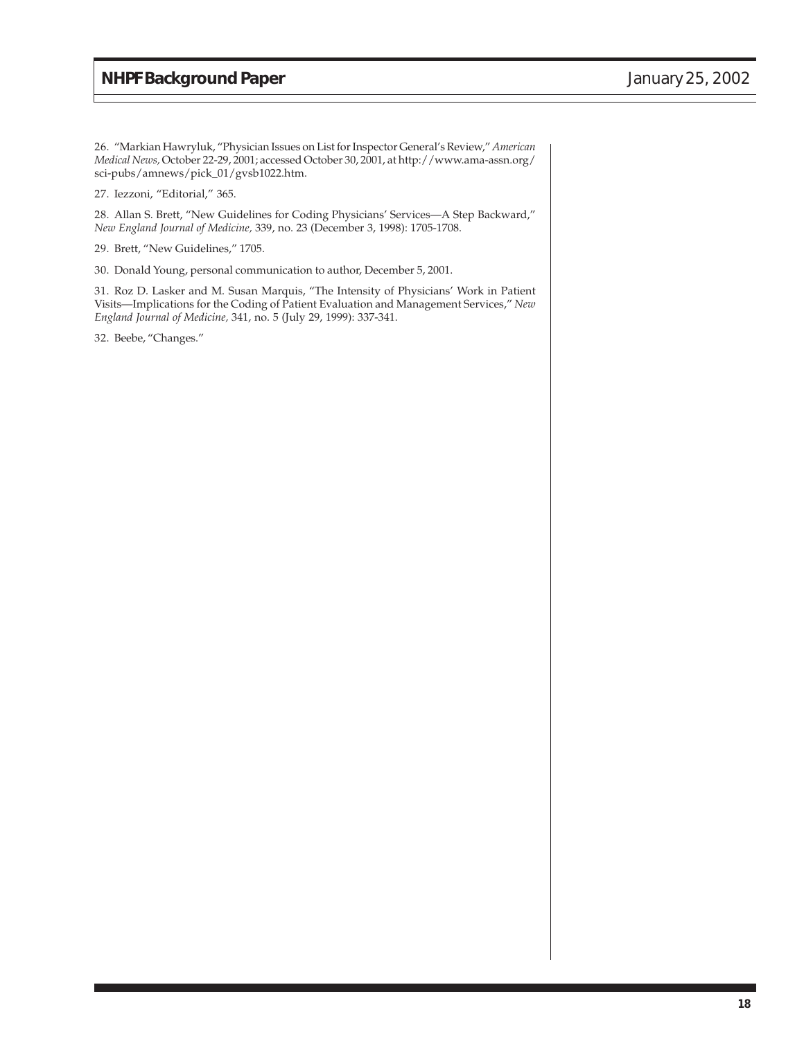26. "Markian Hawryluk, "Physician Issues on List for Inspector General's Review," *American Medical News,* October 22-29, 2001; accessed October 30, 2001, at http://www.ama-assn.org/sci-pubs/amnews/pick_01/gvsb1022.htm.

27. Iezzoni, "Editorial," 365.

28. Allan S. Brett, "New Guidelines for Coding Physicians' Services—A Step Backward," *New England Journal of Medicine,* 339, no. 23 (December 3, 1998): 1705-1708.

29. Brett, "New Guidelines," 1705.

30. Donald Young, personal communication to author, December 5, 2001.

31. Roz D. Lasker and M. Susan Marquis, "The Intensity of Physicians' Work in Patient Visits—Implications for the Coding of Patient Evaluation and Management Services," *New England Journal of Medicine,* 341, no. 5 (July 29, 1999): 337-341.

32. Beebe, "Changes."